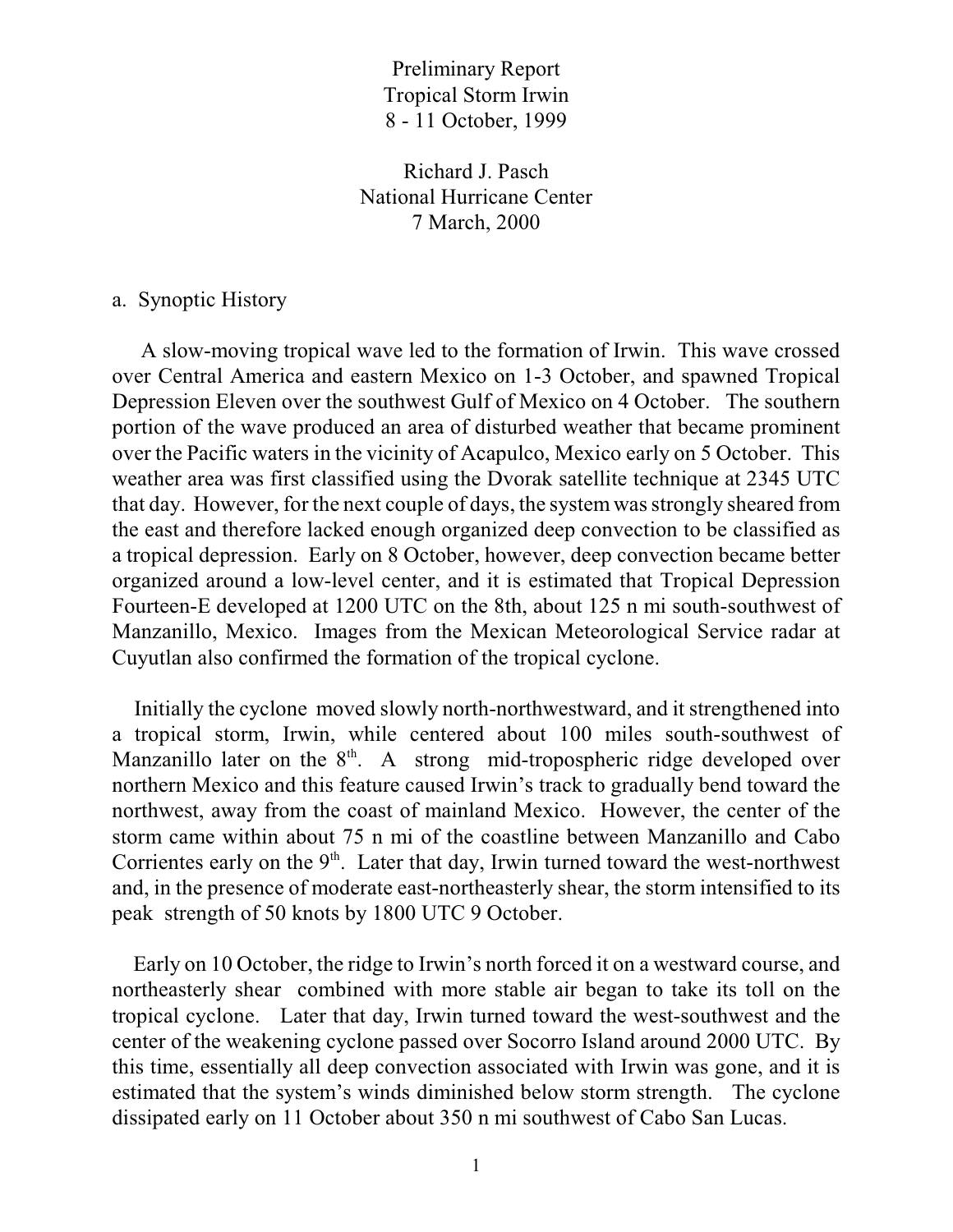# Preliminary Report
# Tropical Storm Irwin
# 8 - 11 October, 1999

Richard J. Pasch
National Hurricane Center
7 March, 2000

## a. Synoptic History

A slow-moving tropical wave led to the formation of Irwin. This wave crossed over Central America and eastern Mexico on 1-3 October, and spawned Tropical Depression Eleven over the southwest Gulf of Mexico on 4 October. The southern portion of the wave produced an area of disturbed weather that became prominent over the Pacific waters in the vicinity of Acapulco, Mexico early on 5 October. This weather area was first classified using the Dvorak satellite technique at 2345 UTC that day. However, for the next couple of days, the system was strongly sheared from the east and therefore lacked enough organized deep convection to be classified as a tropical depression. Early on 8 October, however, deep convection became better organized around a low-level center, and it is estimated that Tropical Depression Fourteen-E developed at 1200 UTC on the 8th, about 125 n mi south-southwest of Manzanillo, Mexico. Images from the Mexican Meteorological Service radar at Cuyutlan also confirmed the formation of the tropical cyclone.

Initially the cyclone moved slowly north-northwestward, and it strengthened into a tropical storm, Irwin, while centered about 100 miles south-southwest of Manzanillo later on the 8th. A strong mid-tropospheric ridge developed over northern Mexico and this feature caused Irwin's track to gradually bend toward the northwest, away from the coast of mainland Mexico. However, the center of the storm came within about 75 n mi of the coastline between Manzanillo and Cabo Corrientes early on the 9th. Later that day, Irwin turned toward the west-northwest and, in the presence of moderate east-northeasterly shear, the storm intensified to its peak strength of 50 knots by 1800 UTC 9 October.

Early on 10 October, the ridge to Irwin's north forced it on a westward course, and northeasterly shear combined with more stable air began to take its toll on the tropical cyclone. Later that day, Irwin turned toward the west-southwest and the center of the weakening cyclone passed over Socorro Island around 2000 UTC. By this time, essentially all deep convection associated with Irwin was gone, and it is estimated that the system's winds diminished below storm strength. The cyclone dissipated early on 11 October about 350 n mi southwest of Cabo San Lucas.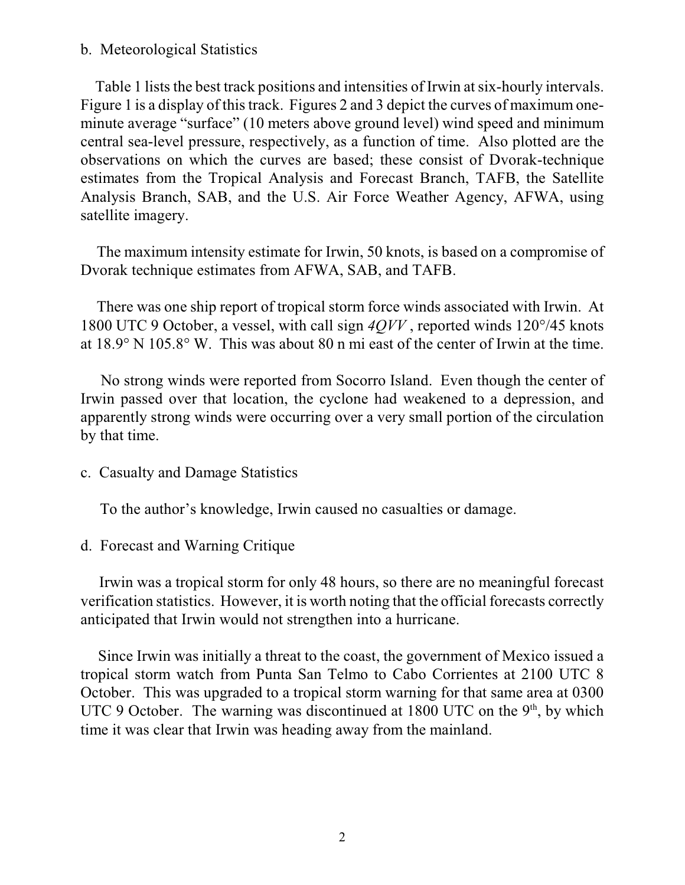b. Meteorological Statistics

Table 1 lists the best track positions and intensities of Irwin at six-hourly intervals. Figure 1 is a display of this track. Figures 2 and 3 depict the curves of maximum one-minute average "surface" (10 meters above ground level) wind speed and minimum central sea-level pressure, respectively, as a function of time. Also plotted are the observations on which the curves are based; these consist of Dvorak-technique estimates from the Tropical Analysis and Forecast Branch, TAFB, the Satellite Analysis Branch, SAB, and the U.S. Air Force Weather Agency, AFWA, using satellite imagery.

The maximum intensity estimate for Irwin, 50 knots, is based on a compromise of Dvorak technique estimates from AFWA, SAB, and TAFB.

There was one ship report of tropical storm force winds associated with Irwin. At 1800 UTC 9 October, a vessel, with call sign *4QVV*, reported winds 120°/45 knots at 18.9° N 105.8° W. This was about 80 n mi east of the center of Irwin at the time.

No strong winds were reported from Socorro Island. Even though the center of Irwin passed over that location, the cyclone had weakened to a depression, and apparently strong winds were occurring over a very small portion of the circulation by that time.

c. Casualty and Damage Statistics

To the author's knowledge, Irwin caused no casualties or damage.

d. Forecast and Warning Critique

Irwin was a tropical storm for only 48 hours, so there are no meaningful forecast verification statistics. However, it is worth noting that the official forecasts correctly anticipated that Irwin would not strengthen into a hurricane.

Since Irwin was initially a threat to the coast, the government of Mexico issued a tropical storm watch from Punta San Telmo to Cabo Corrientes at 2100 UTC 8 October. This was upgraded to a tropical storm warning for that same area at 0300 UTC 9 October. The warning was discontinued at 1800 UTC on the 9th, by which time it was clear that Irwin was heading away from the mainland.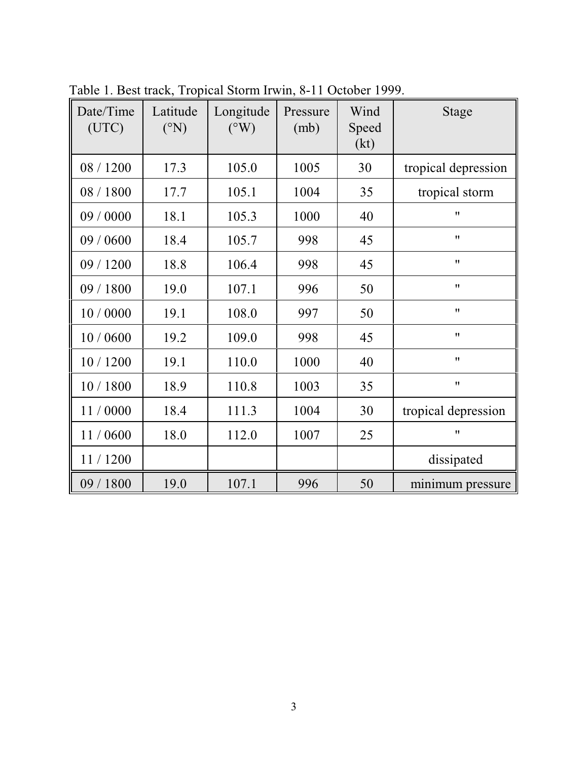Table 1. Best track, Tropical Storm Irwin, 8-11 October 1999.

| Date/Time (UTC) | Latitude (°N) | Longitude (°W) | Pressure (mb) | Wind Speed (kt) | Stage |
|---|---|---|---|---|---|
| 08 / 1200 | 17.3 | 105.0 | 1005 | 30 | tropical depression |
| 08 / 1800 | 17.7 | 105.1 | 1004 | 35 | tropical storm |
| 09 / 0000 | 18.1 | 105.3 | 1000 | 40 | " |
| 09 / 0600 | 18.4 | 105.7 | 998 | 45 | " |
| 09 / 1200 | 18.8 | 106.4 | 998 | 45 | " |
| 09 / 1800 | 19.0 | 107.1 | 996 | 50 | " |
| 10 / 0000 | 19.1 | 108.0 | 997 | 50 | " |
| 10 / 0600 | 19.2 | 109.0 | 998 | 45 | " |
| 10 / 1200 | 19.1 | 110.0 | 1000 | 40 | " |
| 10 / 1800 | 18.9 | 110.8 | 1003 | 35 | " |
| 11 / 0000 | 18.4 | 111.3 | 1004 | 30 | tropical depression |
| 11 / 0600 | 18.0 | 112.0 | 1007 | 25 | " |
| 11 / 1200 | | | | | dissipated |
| 09 / 1800 | 19.0 | 107.1 | 996 | 50 | minimum pressure |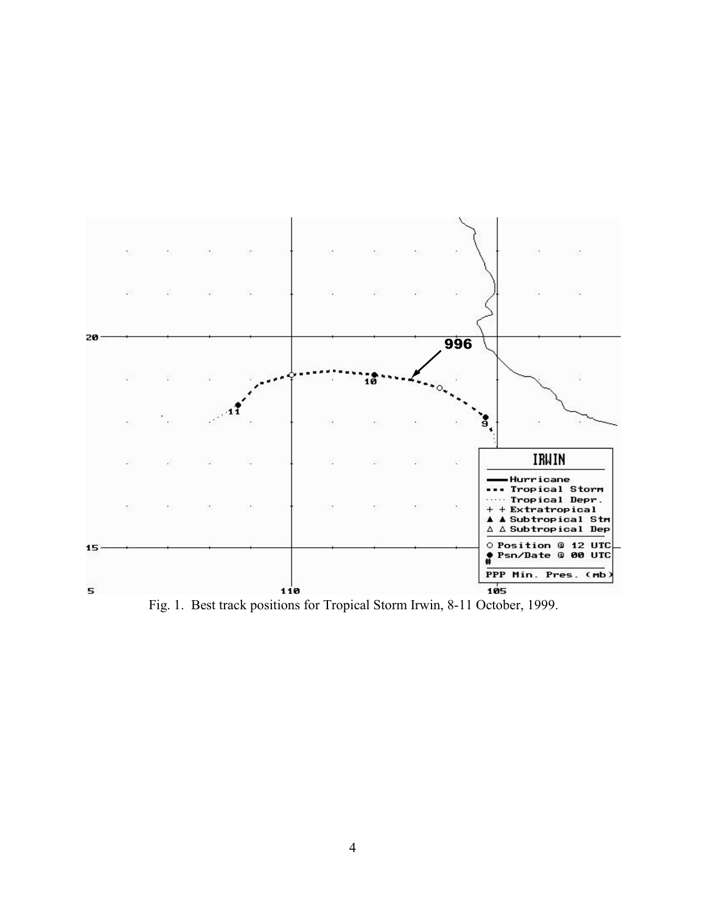Fig. 1. Best track positions for Tropical Storm Irwin, 8-11 October, 1999.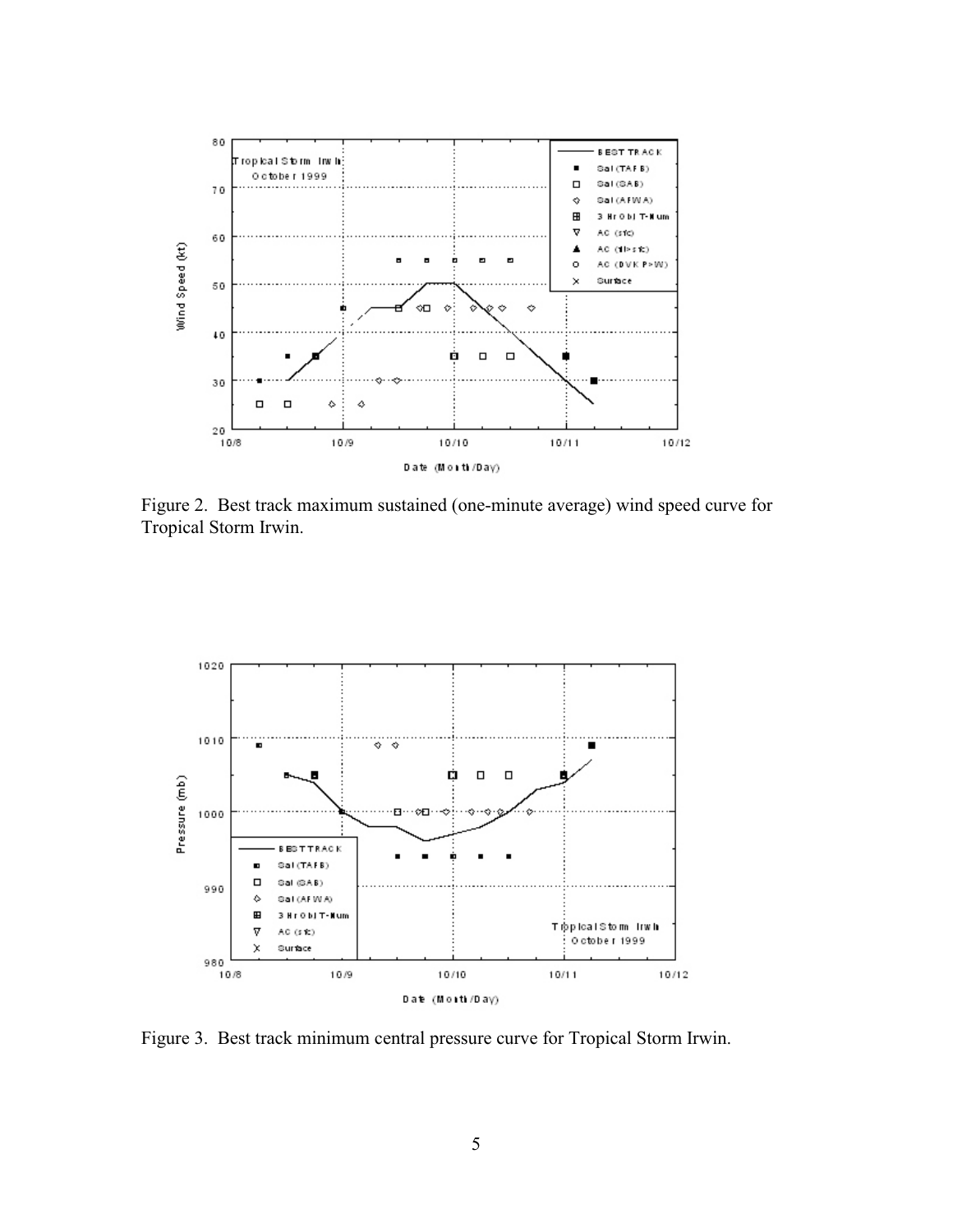Tropical Storm Irwin
October 1999

BEST TRACK
Sat (TAFB)
Sat (SAB)
Sat (AFWA)
3 Hr Obj T-Num
AC (sfc)
AC (flt>sfc)
AC (DVK P>W)
Surface

Wind Speed (kt)

80
70
60
50
40
30
20

10/8
10/9
10/10
10/11
10/12

Date (Month/Day)

Figure 2. Best track maximum sustained (one-minute average) wind speed curve for Tropical Storm Irwin.

BEST TRACK
Sat (TAFB)
Sat (SAB)
Sat (AFWA)
3 Hr Obj T-Num
AC (sfc)
Surface

Tropical Storm Irwin
October 1999

Pressure (mb)

1020
1010
1000
990
980

10/8
10/9
10/10
10/11
10/12

Date (Month/Day)

Figure 3. Best track minimum central pressure curve for Tropical Storm Irwin.